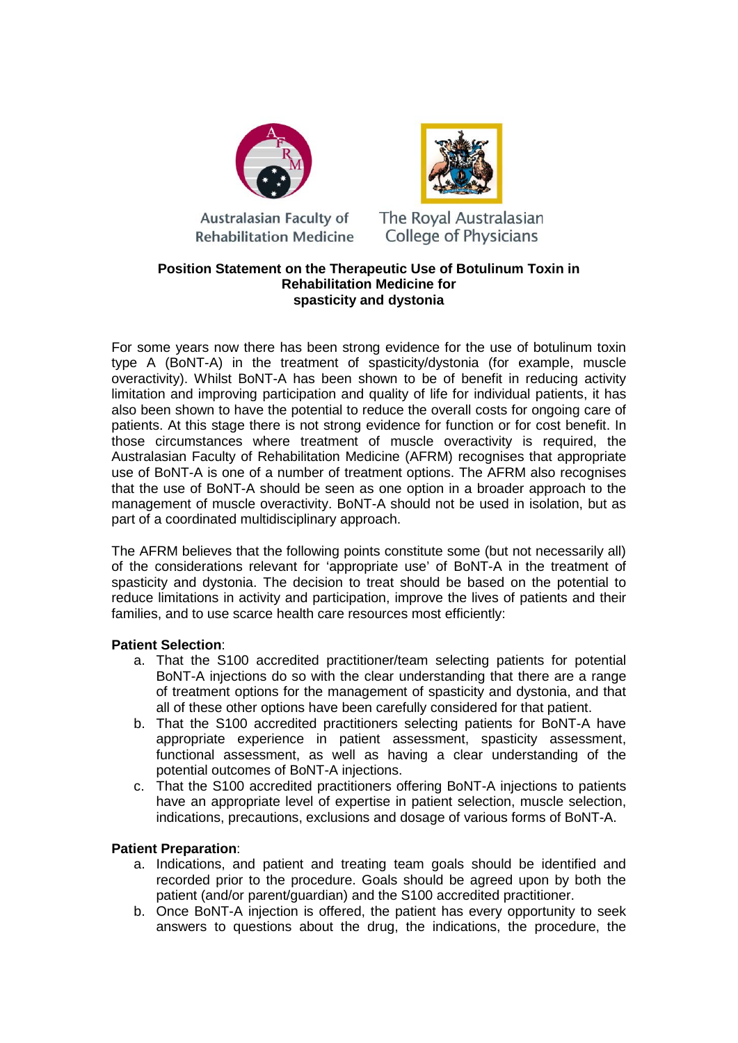Australasian Faculty of Rehabilitation Medicine

The Royal Australasian College of Physicians

# Position Statement on the Therapeutic Use of Botulinum Toxin in Rehabilitation Medicine for spasticity and dystonia

For some years now there has been strong evidence for the use of botulinum toxin type A (BoNT-A) in the treatment of spasticity/dystonia (for example, muscle overactivity). Whilst BoNT-A has been shown to be of benefit in reducing activity limitation and improving participation and quality of life for individual patients, it has also been shown to have the potential to reduce the overall costs for ongoing care of patients. At this stage there is not strong evidence for function or for cost benefit. In those circumstances where treatment of muscle overactivity is required, the Australasian Faculty of Rehabilitation Medicine (AFRM) recognises that appropriate use of BoNT-A is one of a number of treatment options. The AFRM also recognises that the use of BoNT-A should be seen as one option in a broader approach to the management of muscle overactivity. BoNT-A should not be used in isolation, but as part of a coordinated multidisciplinary approach.

The AFRM believes that the following points constitute some (but not necessarily all) of the considerations relevant for 'appropriate use' of BoNT-A in the treatment of spasticity and dystonia. The decision to treat should be based on the potential to reduce limitations in activity and participation, improve the lives of patients and their families, and to use scarce health care resources most efficiently:

**Patient Selection**:

a. That the S100 accredited practitioner/team selecting patients for potential BoNT-A injections do so with the clear understanding that there are a range of treatment options for the management of spasticity and dystonia, and that all of these other options have been carefully considered for that patient.
b. That the S100 accredited practitioners selecting patients for BoNT-A have appropriate experience in patient assessment, spasticity assessment, functional assessment, as well as having a clear understanding of the potential outcomes of BoNT-A injections.
c. That the S100 accredited practitioners offering BoNT-A injections to patients have an appropriate level of expertise in patient selection, muscle selection, indications, precautions, exclusions and dosage of various forms of BoNT-A.

**Patient Preparation**:

a. Indications, and patient and treating team goals should be identified and recorded prior to the procedure. Goals should be agreed upon by both the patient (and/or parent/guardian) and the S100 accredited practitioner.
b. Once BoNT-A injection is offered, the patient has every opportunity to seek answers to questions about the drug, the indications, the procedure, the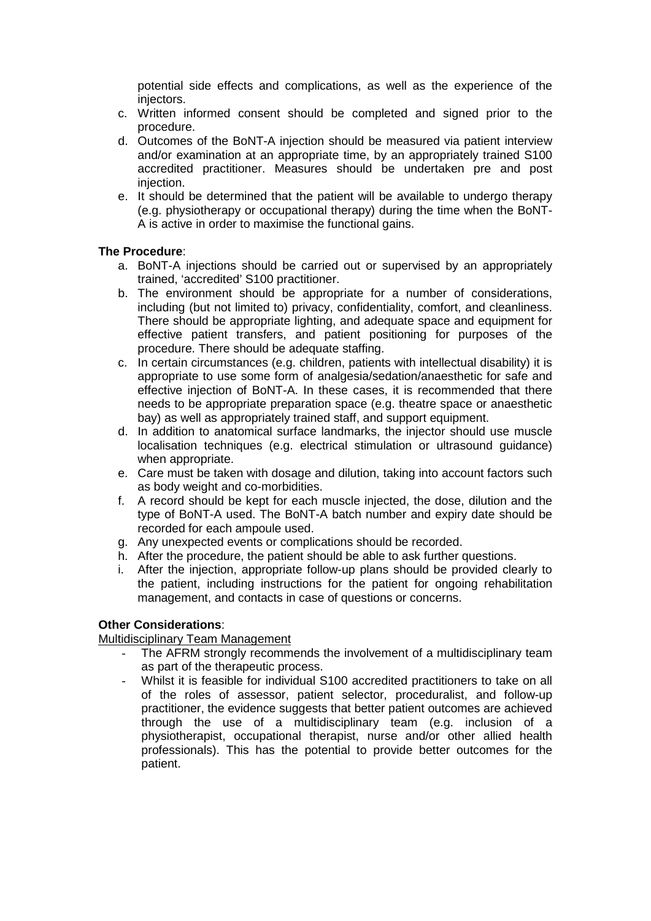potential side effects and complications, as well as the experience of the injectors.

c. Written informed consent should be completed and signed prior to the procedure.
d. Outcomes of the BoNT-A injection should be measured via patient interview and/or examination at an appropriate time, by an appropriately trained S100 accredited practitioner. Measures should be undertaken pre and post injection.
e. It should be determined that the patient will be available to undergo therapy (e.g. physiotherapy or occupational therapy) during the time when the BoNT-A is active in order to maximise the functional gains.

**The Procedure**:

a. BoNT-A injections should be carried out or supervised by an appropriately trained, 'accredited' S100 practitioner.
b. The environment should be appropriate for a number of considerations, including (but not limited to) privacy, confidentiality, comfort, and cleanliness. There should be appropriate lighting, and adequate space and equipment for effective patient transfers, and patient positioning for purposes of the procedure. There should be adequate staffing.
c. In certain circumstances (e.g. children, patients with intellectual disability) it is appropriate to use some form of analgesia/sedation/anaesthetic for safe and effective injection of BoNT-A. In these cases, it is recommended that there needs to be appropriate preparation space (e.g. theatre space or anaesthetic bay) as well as appropriately trained staff, and support equipment.
d. In addition to anatomical surface landmarks, the injector should use muscle localisation techniques (e.g. electrical stimulation or ultrasound guidance) when appropriate.
e. Care must be taken with dosage and dilution, taking into account factors such as body weight and co-morbidities.
f. A record should be kept for each muscle injected, the dose, dilution and the type of BoNT-A used. The BoNT-A batch number and expiry date should be recorded for each ampoule used.
g. Any unexpected events or complications should be recorded.
h. After the procedure, the patient should be able to ask further questions.
i. After the injection, appropriate follow-up plans should be provided clearly to the patient, including instructions for the patient for ongoing rehabilitation management, and contacts in case of questions or concerns.

**Other Considerations**:

Multidisciplinary Team Management

- The AFRM strongly recommends the involvement of a multidisciplinary team as part of the therapeutic process.
- Whilst it is feasible for individual S100 accredited practitioners to take on all of the roles of assessor, patient selector, proceduralist, and follow-up practitioner, the evidence suggests that better patient outcomes are achieved through the use of a multidisciplinary team (e.g. inclusion of a physiotherapist, occupational therapist, nurse and/or other allied health professionals). This has the potential to provide better outcomes for the patient.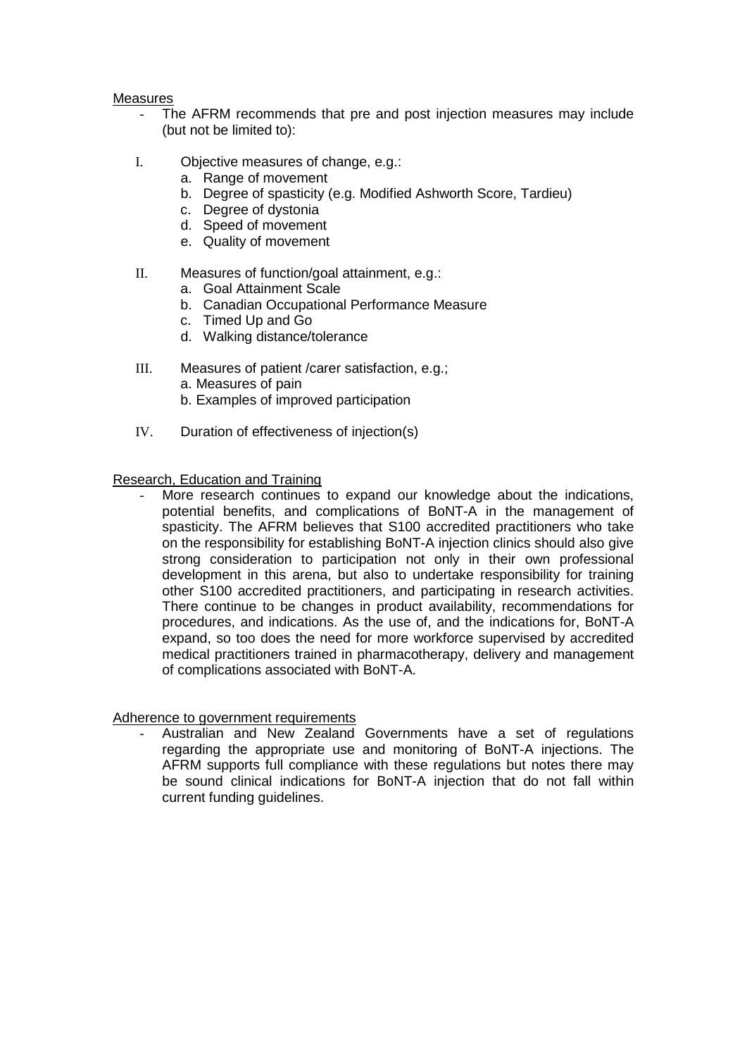Measures

- The AFRM recommends that pre and post injection measures may include (but not be limited to):

I. Objective measures of change, e.g.:
   a. Range of movement
   b. Degree of spasticity (e.g. Modified Ashworth Score, Tardieu)
   c. Degree of dystonia
   d. Speed of movement
   e. Quality of movement

II. Measures of function/goal attainment, e.g.:
   a. Goal Attainment Scale
   b. Canadian Occupational Performance Measure
   c. Timed Up and Go
   d. Walking distance/tolerance

III. Measures of patient /carer satisfaction, e.g.;
   a. Measures of pain
   b. Examples of improved participation

IV. Duration of effectiveness of injection(s)

Research, Education and Training

- More research continues to expand our knowledge about the indications, potential benefits, and complications of BoNT-A in the management of spasticity. The AFRM believes that S100 accredited practitioners who take on the responsibility for establishing BoNT-A injection clinics should also give strong consideration to participation not only in their own professional development in this arena, but also to undertake responsibility for training other S100 accredited practitioners, and participating in research activities. There continue to be changes in product availability, recommendations for procedures, and indications. As the use of, and the indications for, BoNT-A expand, so too does the need for more workforce supervised by accredited medical practitioners trained in pharmacotherapy, delivery and management of complications associated with BoNT-A.

Adherence to government requirements

- Australian and New Zealand Governments have a set of regulations regarding the appropriate use and monitoring of BoNT-A injections. The AFRM supports full compliance with these regulations but notes there may be sound clinical indications for BoNT-A injection that do not fall within current funding guidelines.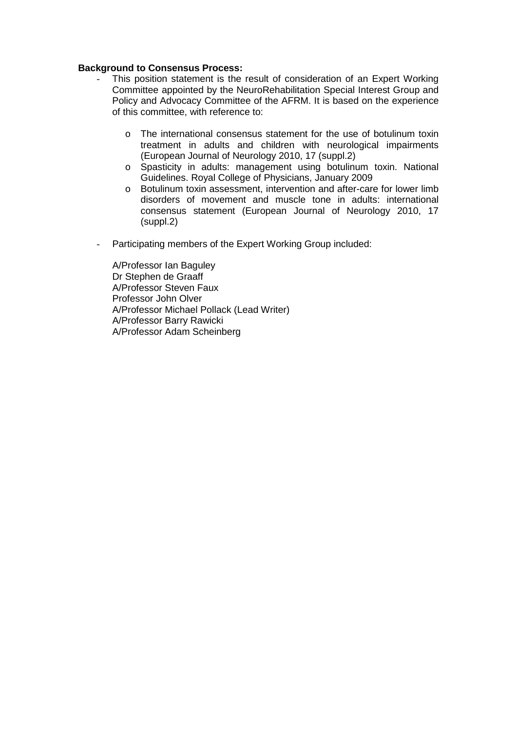**Background to Consensus Process:**

- This position statement is the result of consideration of an Expert Working Committee appointed by the NeuroRehabilitation Special Interest Group and Policy and Advocacy Committee of the AFRM. It is based on the experience of this committee, with reference to:
    - The international consensus statement for the use of botulinum toxin treatment in adults and children with neurological impairments (European Journal of Neurology 2010, 17 (suppl.2)
    - Spasticity in adults: management using botulinum toxin. National Guidelines. Royal College of Physicians, January 2009
    - Botulinum toxin assessment, intervention and after-care for lower limb disorders of movement and muscle tone in adults: international consensus statement (European Journal of Neurology 2010, 17 (suppl.2)
- Participating members of the Expert Working Group included:

  A/Professor Ian Baguley  
  Dr Stephen de Graaff  
  A/Professor Steven Faux  
  Professor John Olver  
  A/Professor Michael Pollack (Lead Writer)  
  A/Professor Barry Rawicki  
  A/Professor Adam Scheinberg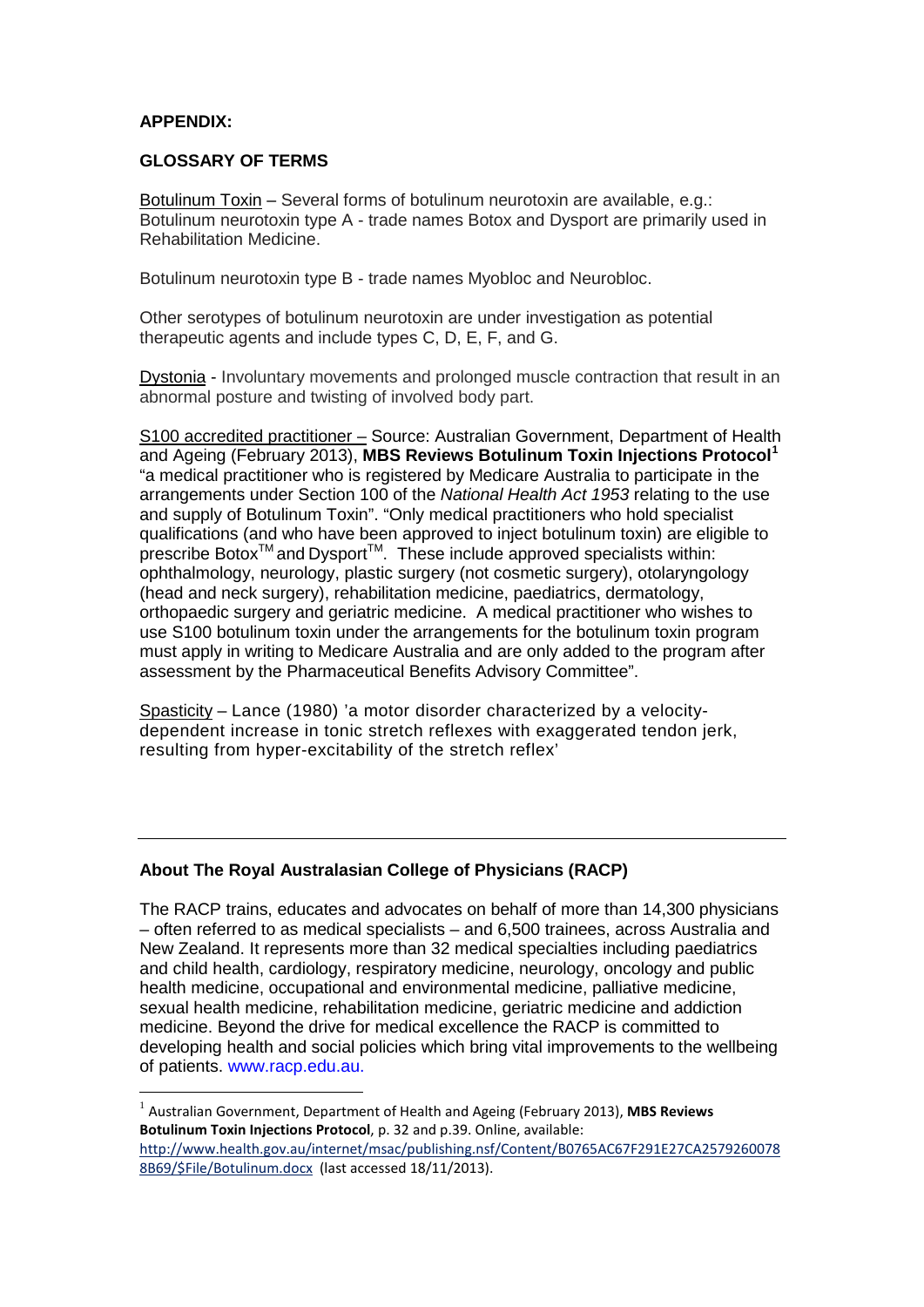**APPENDIX:**

**GLOSSARY OF TERMS**

Botulinum Toxin – Several forms of botulinum neurotoxin are available, e.g.: Botulinum neurotoxin type A - trade names Botox and Dysport are primarily used in Rehabilitation Medicine.

Botulinum neurotoxin type B - trade names Myobloc and Neurobloc.

Other serotypes of botulinum neurotoxin are under investigation as potential therapeutic agents and include types C, D, E, F, and G.

Dystonia - Involuntary movements and prolonged muscle contraction that result in an abnormal posture and twisting of involved body part.

S100 accredited practitioner – Source: Australian Government, Department of Health and Ageing (February 2013), **MBS Reviews Botulinum Toxin Injections Protocol**[1] "a medical practitioner who is registered by Medicare Australia to participate in the arrangements under Section 100 of the *National Health Act 1953* relating to the use and supply of Botulinum Toxin". "Only medical practitioners who hold specialist qualifications (and who have been approved to inject botulinum toxin) are eligible to prescribe Botox™ and Dysport™. These include approved specialists within: ophthalmology, neurology, plastic surgery (not cosmetic surgery), otolaryngology (head and neck surgery), rehabilitation medicine, paediatrics, dermatology, orthopaedic surgery and geriatric medicine. A medical practitioner who wishes to use S100 botulinum toxin under the arrangements for the botulinum toxin program must apply in writing to Medicare Australia and are only added to the program after assessment by the Pharmaceutical Benefits Advisory Committee".

Spasticity – Lance (1980) 'a motor disorder characterized by a velocity-dependent increase in tonic stretch reflexes with exaggerated tendon jerk, resulting from hyper-excitability of the stretch reflex'

---

**About The Royal Australasian College of Physicians (RACP)**

The RACP trains, educates and advocates on behalf of more than 14,300 physicians – often referred to as medical specialists – and 6,500 trainees, across Australia and New Zealand. It represents more than 32 medical specialties including paediatrics and child health, cardiology, respiratory medicine, neurology, oncology and public health medicine, occupational and environmental medicine, palliative medicine, sexual health medicine, rehabilitation medicine, geriatric medicine and addiction medicine. Beyond the drive for medical excellence the RACP is committed to developing health and social policies which bring vital improvements to the wellbeing of patients. www.racp.edu.au.

[1] Australian Government, Department of Health and Ageing (February 2013), **MBS Reviews Botulinum Toxin Injections Protocol**, p. 32 and p.39. Online, available: http://www.health.gov.au/internet/msac/publishing.nsf/Content/B0765AC67F291E27CA25792600788B69/$File/Botulinum.docx (last accessed 18/11/2013).